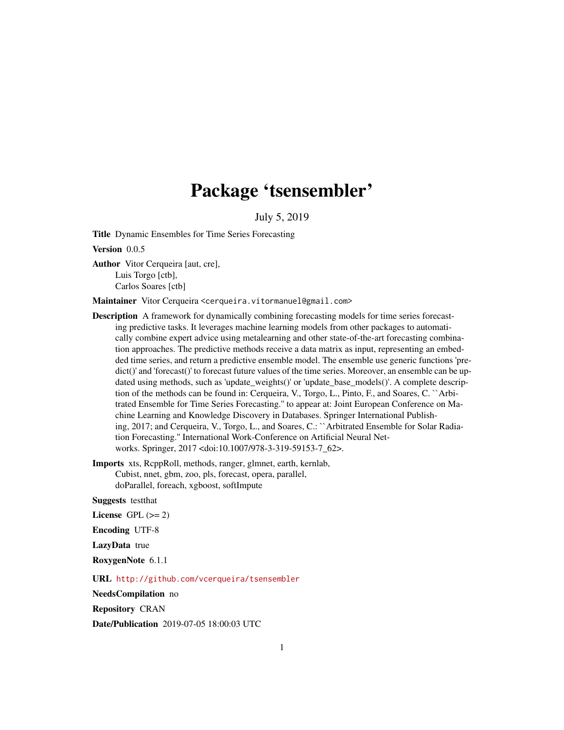# Package 'tsensembler'

July 5, 2019

**Title** Dynamic Ensembles for Time Series Forecasting

**Version** 0.0.5

**Author** Vitor Cerqueira [aut, cre],
Luis Torgo [ctb],
Carlos Soares [ctb]

**Maintainer** Vitor Cerqueira <cerqueira.vitormanuel@gmail.com>

**Description** A framework for dynamically combining forecasting models for time series forecasting predictive tasks. It leverages machine learning models from other packages to automatically combine expert advice using metalearning and other state-of-the-art forecasting combination approaches. The predictive methods receive a data matrix as input, representing an embedded time series, and return a predictive ensemble model. The ensemble use generic functions 'predict()' and 'forecast()' to forecast future values of the time series. Moreover, an ensemble can be updated using methods, such as 'update_weights()' or 'update_base_models()'. A complete description of the methods can be found in: Cerqueira, V., Torgo, L., Pinto, F., and Soares, C. ``Arbitrated Ensemble for Time Series Forecasting.'' to appear at: Joint European Conference on Machine Learning and Knowledge Discovery in Databases. Springer International Publishing, 2017; and Cerqueira, V., Torgo, L., and Soares, C.: ``Arbitrated Ensemble for Solar Radiation Forecasting.'' International Work-Conference on Artificial Neural Networks. Springer, 2017 <doi:10.1007/978-3-319-59153-7_62>.

**Imports** xts, RcppRoll, methods, ranger, glmnet, earth, kernlab, Cubist, nnet, gbm, zoo, pls, forecast, opera, parallel, doParallel, foreach, xgboost, softImpute

**Suggests** testthat

**License** GPL (>= 2)

**Encoding** UTF-8

**LazyData** true

**RoxygenNote** 6.1.1

**URL** http://github.com/vcerqueira/tsensembler

**NeedsCompilation** no

**Repository** CRAN

**Date/Publication** 2019-07-05 18:00:03 UTC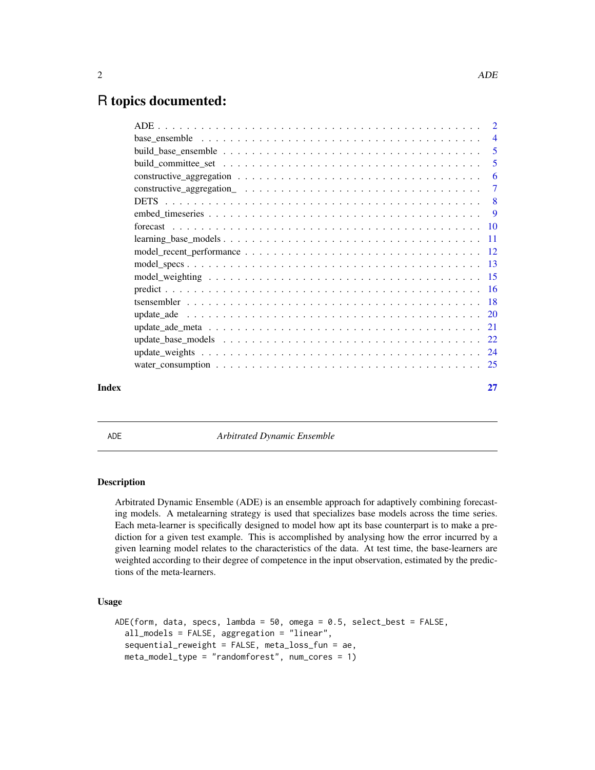# R topics documented:

- ADE . . . . . . . . . . . . . . . . . . . . . . . . . . . . . . . . . . . . . . . . . . 2
- base_ensemble . . . . . . . . . . . . . . . . . . . . . . . . . . . . . . . . . . . . 4
- build_base_ensemble . . . . . . . . . . . . . . . . . . . . . . . . . . . . . . . . 5
- build_committee_set . . . . . . . . . . . . . . . . . . . . . . . . . . . . . . . . 5
- constructive_aggregation . . . . . . . . . . . . . . . . . . . . . . . . . . . . . 6
- constructive_aggregation_ . . . . . . . . . . . . . . . . . . . . . . . . . . . . 7
- DETS . . . . . . . . . . . . . . . . . . . . . . . . . . . . . . . . . . . . . . . . . 8
- embed_timeseries . . . . . . . . . . . . . . . . . . . . . . . . . . . . . . . . . . 9
- forecast . . . . . . . . . . . . . . . . . . . . . . . . . . . . . . . . . . . . . . . 10
- learning_base_models . . . . . . . . . . . . . . . . . . . . . . . . . . . . . . . 11
- model_recent_performance . . . . . . . . . . . . . . . . . . . . . . . . . . . . 12
- model_specs . . . . . . . . . . . . . . . . . . . . . . . . . . . . . . . . . . . . . 13
- model_weighting . . . . . . . . . . . . . . . . . . . . . . . . . . . . . . . . . . 15
- predict . . . . . . . . . . . . . . . . . . . . . . . . . . . . . . . . . . . . . . . . 16
- tsensembler . . . . . . . . . . . . . . . . . . . . . . . . . . . . . . . . . . . . . 18
- update_ade . . . . . . . . . . . . . . . . . . . . . . . . . . . . . . . . . . . . . . 20
- update_ade_meta . . . . . . . . . . . . . . . . . . . . . . . . . . . . . . . . . . 21
- update_base_models . . . . . . . . . . . . . . . . . . . . . . . . . . . . . . . . 22
- update_weights . . . . . . . . . . . . . . . . . . . . . . . . . . . . . . . . . . . 24
- water_consumption . . . . . . . . . . . . . . . . . . . . . . . . . . . . . . . . . 25

**Index** 27

---

## ADE — *Arbitrated Dynamic Ensemble*

### Description

Arbitrated Dynamic Ensemble (ADE) is an ensemble approach for adaptively combining forecasting models. A metalearning strategy is used that specializes base models across the time series. Each meta-learner is specifically designed to model how apt its base counterpart is to make a prediction for a given test example. This is accomplished by analysing how the error incurred by a given learning model relates to the characteristics of the data. At test time, the base-learners are weighted according to their degree of competence in the input observation, estimated by the predictions of the meta-learners.

### Usage

```
ADE(form, data, specs, lambda = 50, omega = 0.5, select_best = FALSE,
  all_models = FALSE, aggregation = "linear",
  sequential_reweight = FALSE, meta_loss_fun = ae,
  meta_model_type = "randomforest", num_cores = 1)
```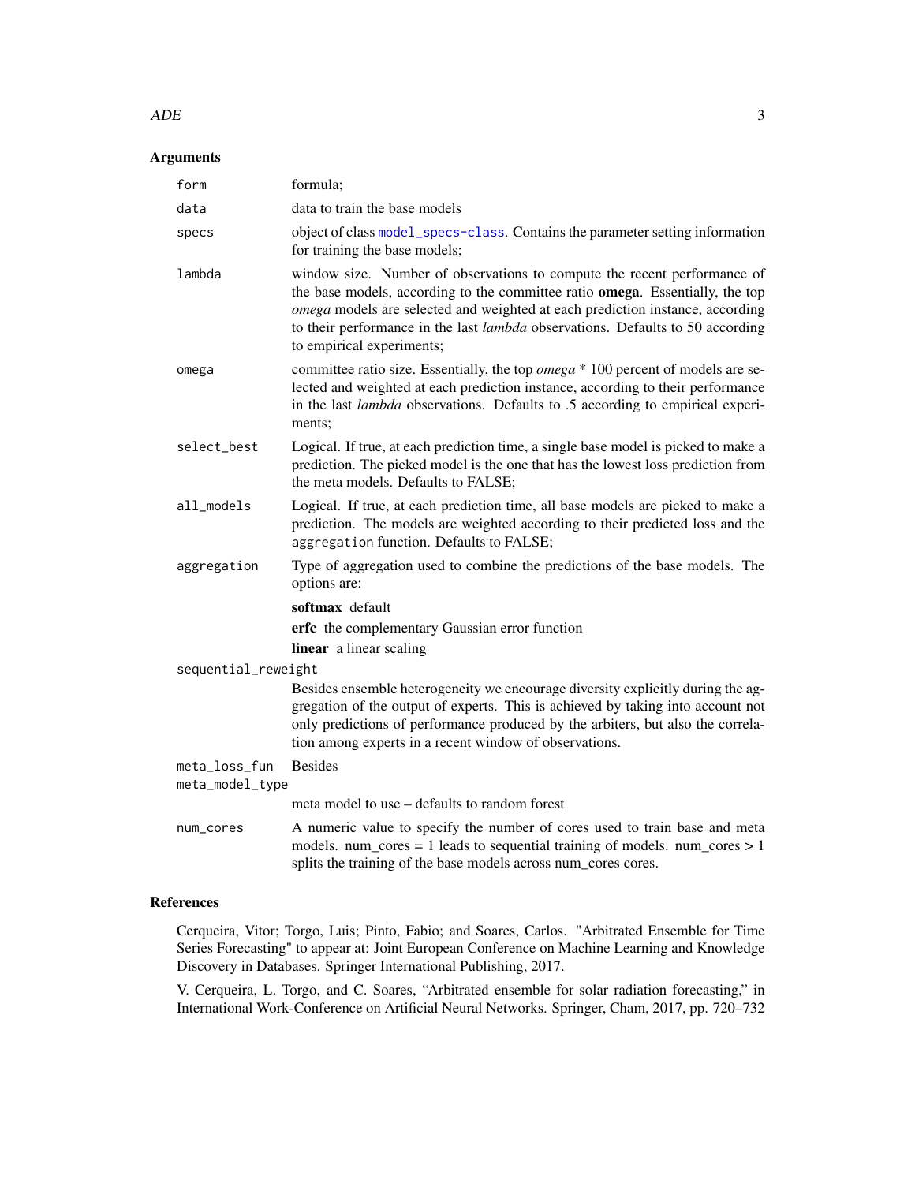## Arguments

| | |
|---|---|
| `form` | formula; |
| `data` | data to train the base models |
| `specs` | object of class `model_specs-class`. Contains the parameter setting information for training the base models; |
| `lambda` | window size. Number of observations to compute the recent performance of the base models, according to the committee ratio **omega**. Essentially, the top *omega* models are selected and weighted at each prediction instance, according to their performance in the last *lambda* observations. Defaults to 50 according to empirical experiments; |
| `omega` | committee ratio size. Essentially, the top *omega* * 100 percent of models are selected and weighted at each prediction instance, according to their performance in the last *lambda* observations. Defaults to .5 according to empirical experiments; |
| `select_best` | Logical. If true, at each prediction time, a single base model is picked to make a prediction. The picked model is the one that has the lowest loss prediction from the meta models. Defaults to FALSE; |
| `all_models` | Logical. If true, at each prediction time, all base models are picked to make a prediction. The models are weighted according to their predicted loss and the `aggregation` function. Defaults to FALSE; |
| `aggregation` | Type of aggregation used to combine the predictions of the base models. The options are: **softmax** default; **erfc** the complementary Gaussian error function; **linear** a linear scaling |
| `sequential_reweight` | Besides ensemble heterogeneity we encourage diversity explicitly during the aggregation of the output of experts. This is achieved by taking into account not only predictions of performance produced by the arbiters, but also the correlation among experts in a recent window of observations. |
| `meta_loss_fun` | Besides |
| `meta_model_type` | meta model to use – defaults to random forest |
| `num_cores` | A numeric value to specify the number of cores used to train base and meta models. num_cores = 1 leads to sequential training of models. num_cores > 1 splits the training of the base models across num_cores cores. |

## References

Cerqueira, Vitor; Torgo, Luis; Pinto, Fabio; and Soares, Carlos. "Arbitrated Ensemble for Time Series Forecasting" to appear at: Joint European Conference on Machine Learning and Knowledge Discovery in Databases. Springer International Publishing, 2017.

V. Cerqueira, L. Torgo, and C. Soares, "Arbitrated ensemble for solar radiation forecasting," in International Work-Conference on Artificial Neural Networks. Springer, Cham, 2017, pp. 720–732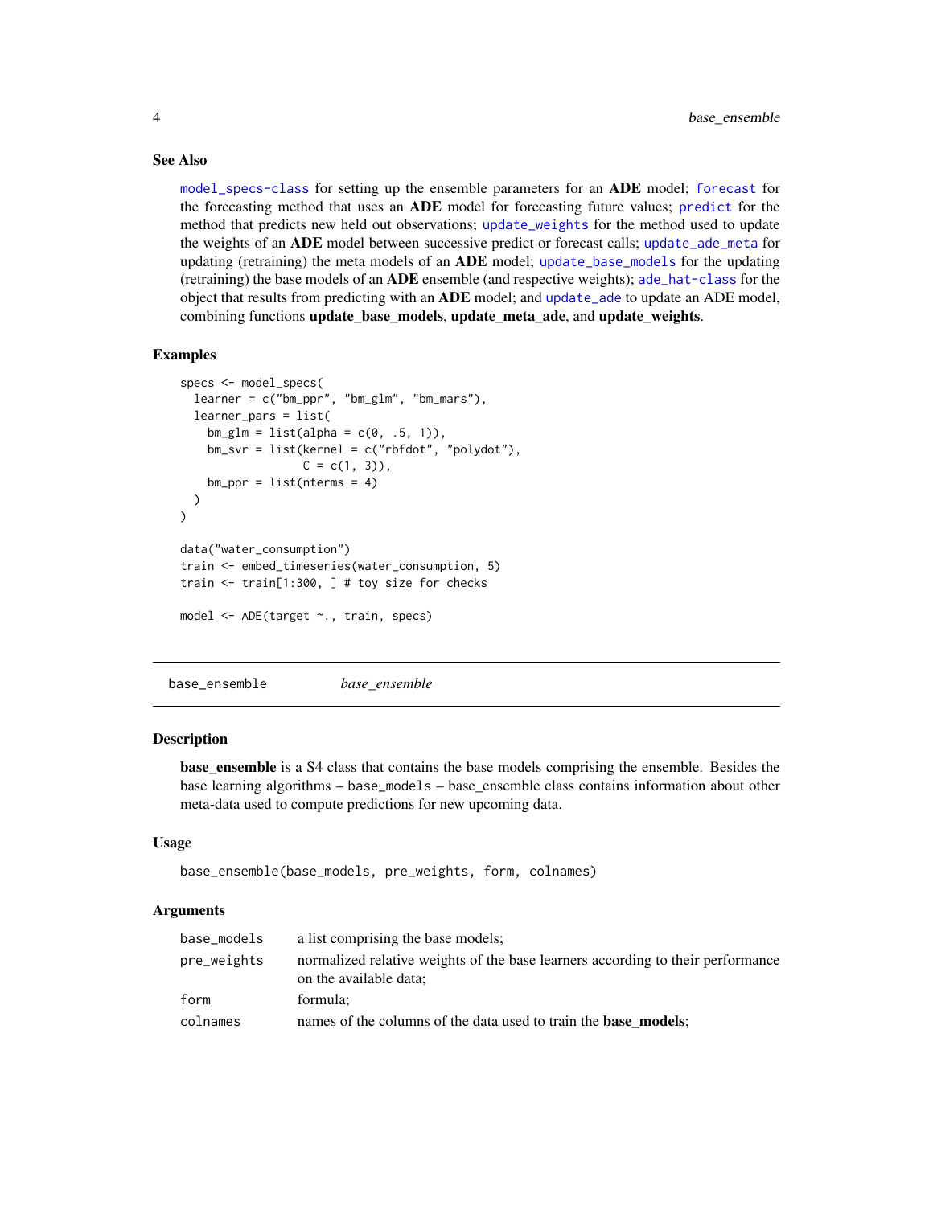### See Also

model_specs-class for setting up the ensemble parameters for an **ADE** model; forecast for the forecasting method that uses an **ADE** model for forecasting future values; predict for the method that predicts new held out observations; update_weights for the method used to update the weights of an **ADE** model between successive predict or forecast calls; update_ade_meta for updating (retraining) the meta models of an **ADE** model; update_base_models for the updating (retraining) the base models of an **ADE** ensemble (and respective weights); ade_hat-class for the object that results from predicting with an **ADE** model; and update_ade to update an ADE model, combining functions **update_base_models**, **update_meta_ade**, and **update_weights**.

### Examples

```
specs <- model_specs(
  learner = c("bm_ppr", "bm_glm", "bm_mars"),
  learner_pars = list(
    bm_glm = list(alpha = c(0, .5, 1)),
    bm_svr = list(kernel = c("rbfdot", "polydot"),
                  C = c(1, 3)),
    bm_ppr = list(nterms = 4)
  )
)

data("water_consumption")
train <- embed_timeseries(water_consumption, 5)
train <- train[1:300, ] # toy size for checks

model <- ADE(target ~., train, specs)
```

---

## base_ensemble *base_ensemble*

### Description

**base_ensemble** is a S4 class that contains the base models comprising the ensemble. Besides the base learning algorithms – `base_models` – base_ensemble class contains information about other meta-data used to compute predictions for new upcoming data.

### Usage

```
base_ensemble(base_models, pre_weights, form, colnames)
```

### Arguments

| | |
|---|---|
| `base_models` | a list comprising the base models; |
| `pre_weights` | normalized relative weights of the base learners according to their performance on the available data; |
| `form` | formula; |
| `colnames` | names of the columns of the data used to train the **base_models**; |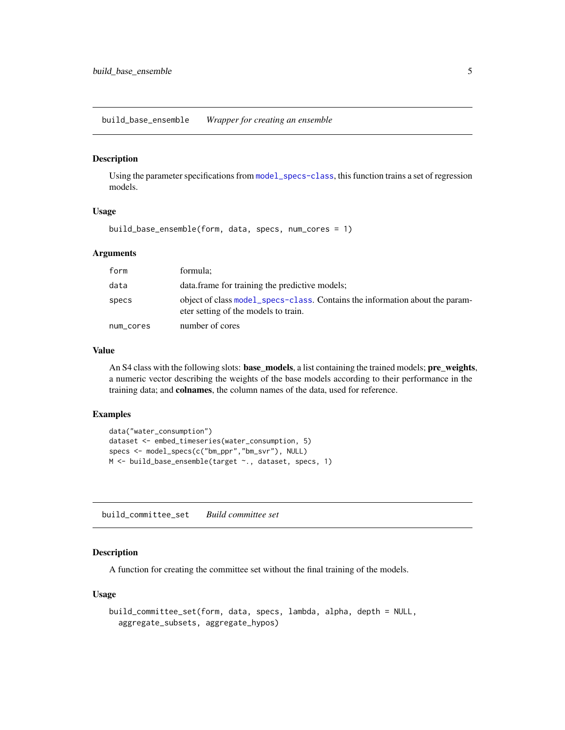## build_base_ensemble *Wrapper for creating an ensemble*

### Description

Using the parameter specifications from model_specs-class, this function trains a set of regression models.

### Usage

```
build_base_ensemble(form, data, specs, num_cores = 1)
```

### Arguments

| | |
|---|---|
| form | formula; |
| data | data.frame for training the predictive models; |
| specs | object of class model_specs-class. Contains the information about the parameter setting of the models to train. |
| num_cores | number of cores |

### Value

An S4 class with the following slots: **base_models**, a list containing the trained models; **pre_weights**, a numeric vector describing the weights of the base models according to their performance in the training data; and **colnames**, the column names of the data, used for reference.

### Examples

```
data("water_consumption")
dataset <- embed_timeseries(water_consumption, 5)
specs <- model_specs(c("bm_ppr","bm_svr"), NULL)
M <- build_base_ensemble(target ~., dataset, specs, 1)
```

## build_committee_set *Build committee set*

### Description

A function for creating the committee set without the final training of the models.

### Usage

```
build_committee_set(form, data, specs, lambda, alpha, depth = NULL,
  aggregate_subsets, aggregate_hypos)
```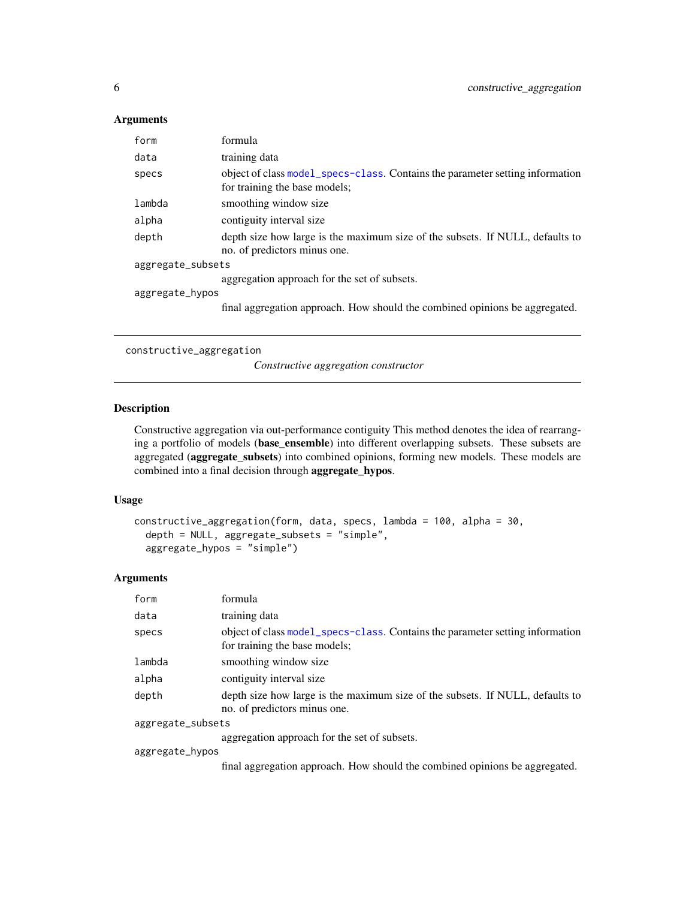### Arguments

| | |
|---|---|
| form | formula |
| data | training data |
| specs | object of class model_specs-class. Contains the parameter setting information for training the base models; |
| lambda | smoothing window size |
| alpha | contiguity interval size |
| depth | depth size how large is the maximum size of the subsets. If NULL, defaults to no. of predictors minus one. |
| aggregate_subsets | aggregation approach for the set of subsets. |
| aggregate_hypos | final aggregation approach. How should the combined opinions be aggregated. |

---

## constructive_aggregation

*Constructive aggregation constructor*

---

### Description

Constructive aggregation via out-performance contiguity This method denotes the idea of rearranging a portfolio of models (**base_ensemble**) into different overlapping subsets. These subsets are aggregated (**aggregate_subsets**) into combined opinions, forming new models. These models are combined into a final decision through **aggregate_hypos**.

### Usage

```
constructive_aggregation(form, data, specs, lambda = 100, alpha = 30,
  depth = NULL, aggregate_subsets = "simple",
  aggregate_hypos = "simple")
```

### Arguments

| | |
|---|---|
| form | formula |
| data | training data |
| specs | object of class model_specs-class. Contains the parameter setting information for training the base models; |
| lambda | smoothing window size |
| alpha | contiguity interval size |
| depth | depth size how large is the maximum size of the subsets. If NULL, defaults to no. of predictors minus one. |
| aggregate_subsets | aggregation approach for the set of subsets. |
| aggregate_hypos | final aggregation approach. How should the combined opinions be aggregated. |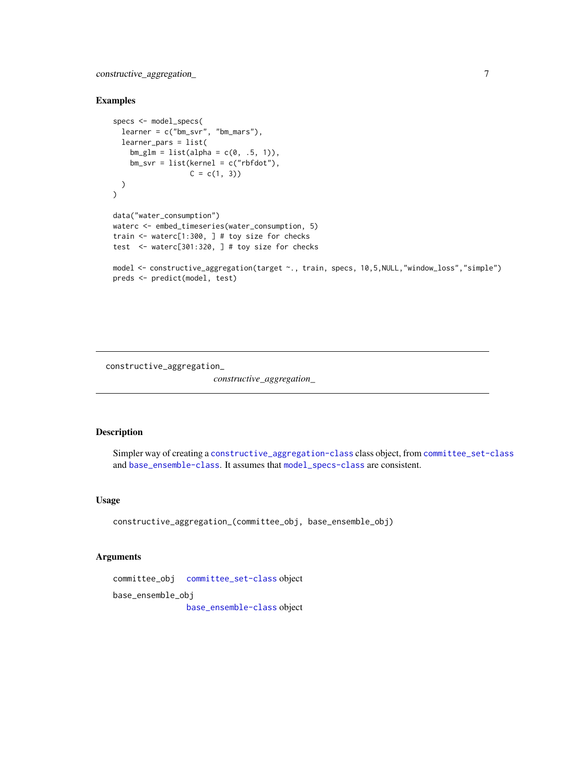## Examples

```
specs <- model_specs(
  learner = c("bm_svr", "bm_mars"),
  learner_pars = list(
    bm_glm = list(alpha = c(0, .5, 1)),
    bm_svr = list(kernel = c("rbfdot"),
                  C = c(1, 3))
  )
)

data("water_consumption")
waterc <- embed_timeseries(water_consumption, 5)
train <- waterc[1:300, ] # toy size for checks
test  <- waterc[301:320, ] # toy size for checks

model <- constructive_aggregation(target ~., train, specs, 10,5,NULL,"window_loss","simple")
preds <- predict(model, test)
```

---

`constructive_aggregation_` *constructive_aggregation_*

---

## Description

Simpler way of creating a `constructive_aggregation-class` class object, from `committee_set-class` and `base_ensemble-class`. It assumes that `model_specs-class` are consistent.

## Usage

```
constructive_aggregation_(committee_obj, base_ensemble_obj)
```

## Arguments

| | |
|---|---|
| `committee_obj` | `committee_set-class` object |
| `base_ensemble_obj` | `base_ensemble-class` object |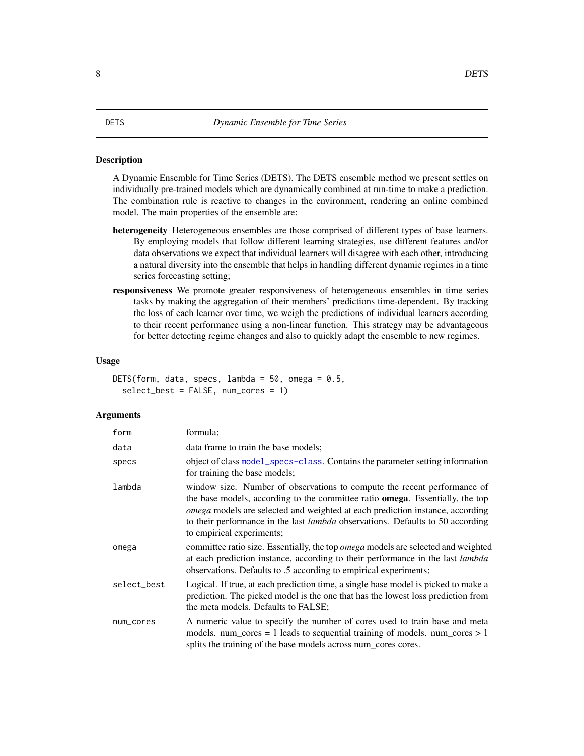# DETS — *Dynamic Ensemble for Time Series*

## Description

A Dynamic Ensemble for Time Series (DETS). The DETS ensemble method we present settles on individually pre-trained models which are dynamically combined at run-time to make a prediction. The combination rule is reactive to changes in the environment, rendering an online combined model. The main properties of the ensemble are:

**heterogeneity** Heterogeneous ensembles are those comprised of different types of base learners. By employing models that follow different learning strategies, use different features and/or data observations we expect that individual learners will disagree with each other, introducing a natural diversity into the ensemble that helps in handling different dynamic regimes in a time series forecasting setting;

**responsiveness** We promote greater responsiveness of heterogeneous ensembles in time series tasks by making the aggregation of their members' predictions time-dependent. By tracking the loss of each learner over time, we weigh the predictions of individual learners according to their recent performance using a non-linear function. This strategy may be advantageous for better detecting regime changes and also to quickly adapt the ensemble to new regimes.

## Usage

```
DETS(form, data, specs, lambda = 50, omega = 0.5,
  select_best = FALSE, num_cores = 1)
```

## Arguments

| Argument | Description |
|---|---|
| `form` | formula; |
| `data` | data frame to train the base models; |
| `specs` | object of class `model_specs-class`. Contains the parameter setting information for training the base models; |
| `lambda` | window size. Number of observations to compute the recent performance of the base models, according to the committee ratio **omega**. Essentially, the top *omega* models are selected and weighted at each prediction instance, according to their performance in the last *lambda* observations. Defaults to 50 according to empirical experiments; |
| `omega` | committee ratio size. Essentially, the top *omega* models are selected and weighted at each prediction instance, according to their performance in the last *lambda* observations. Defaults to .5 according to empirical experiments; |
| `select_best` | Logical. If true, at each prediction time, a single base model is picked to make a prediction. The picked model is the one that has the lowest loss prediction from the meta models. Defaults to FALSE; |
| `num_cores` | A numeric value to specify the number of cores used to train base and meta models. num_cores = 1 leads to sequential training of models. num_cores > 1 splits the training of the base models across num_cores cores. |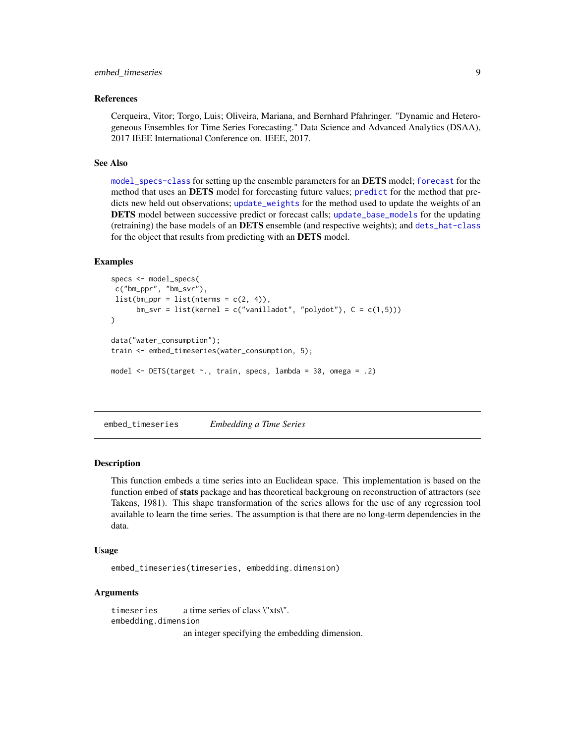### References

Cerqueira, Vitor; Torgo, Luis; Oliveira, Mariana, and Bernhard Pfahringer. "Dynamic and Heterogeneous Ensembles for Time Series Forecasting." Data Science and Advanced Analytics (DSAA), 2017 IEEE International Conference on. IEEE, 2017.

### See Also

`model_specs-class` for setting up the ensemble parameters for an **DETS** model; `forecast` for the method that uses an **DETS** model for forecasting future values; `predict` for the method that predicts new held out observations; `update_weights` for the method used to update the weights of an **DETS** model between successive predict or forecast calls; `update_base_models` for the updating (retraining) the base models of an **DETS** ensemble (and respective weights); and `dets_hat-class` for the object that results from predicting with an **DETS** model.

### Examples

```
specs <- model_specs(
 c("bm_ppr", "bm_svr"),
 list(bm_ppr = list(nterms = c(2, 4)),
      bm_svr = list(kernel = c("vanilladot", "polydot"), C = c(1,5)))
)

data("water_consumption");
train <- embed_timeseries(water_consumption, 5);

model <- DETS(target ~., train, specs, lambda = 30, omega = .2)
```

---

## embed_timeseries — *Embedding a Time Series*

### Description

This function embeds a time series into an Euclidean space. This implementation is based on the function `embed` of **stats** package and has theoretical backgroung on reconstruction of attractors (see Takens, 1981). This shape transformation of the series allows for the use of any regression tool available to learn the time series. The assumption is that there are no long-term dependencies in the data.

### Usage

```
embed_timeseries(timeseries, embedding.dimension)
```

### Arguments

| | |
|---|---|
| `timeseries` | a time series of class \"xts\". |
| `embedding.dimension` | an integer specifying the embedding dimension. |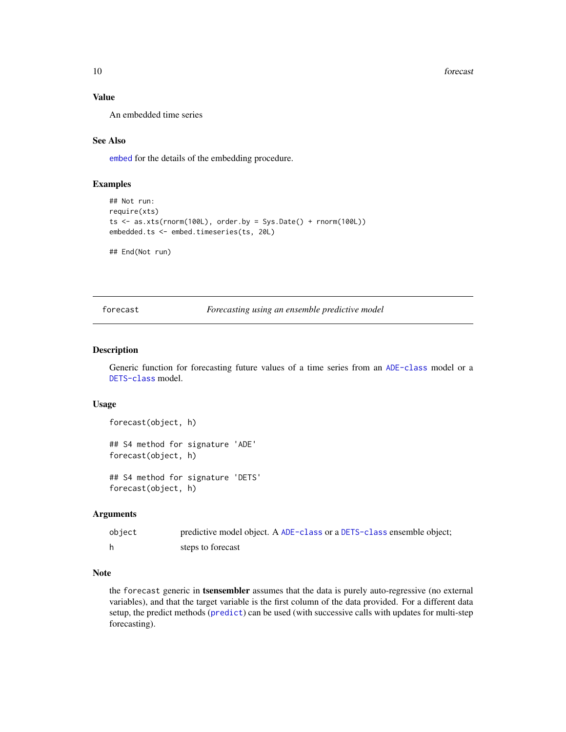### Value

An embedded time series

### See Also

`embed` for the details of the embedding procedure.

### Examples

```
## Not run:
require(xts)
ts <- as.xts(rnorm(100L), order.by = Sys.Date() + rnorm(100L))
embedded.ts <- embed.timeseries(ts, 20L)

## End(Not run)
```

---

## forecast — *Forecasting using an ensemble predictive model*

---

### Description

Generic function for forecasting future values of a time series from an `ADE-class` model or a `DETS-class` model.

### Usage

```
forecast(object, h)

## S4 method for signature 'ADE'
forecast(object, h)

## S4 method for signature 'DETS'
forecast(object, h)
```

### Arguments

| | |
|---|---|
| object | predictive model object. A `ADE-class` or a `DETS-class` ensemble object; |
| h | steps to forecast |

### Note

the `forecast` generic in **tsensembler** assumes that the data is purely auto-regressive (no external variables), and that the target variable is the first column of the data provided. For a different data setup, the predict methods (`predict`) can be used (with successive calls with updates for multi-step forecasting).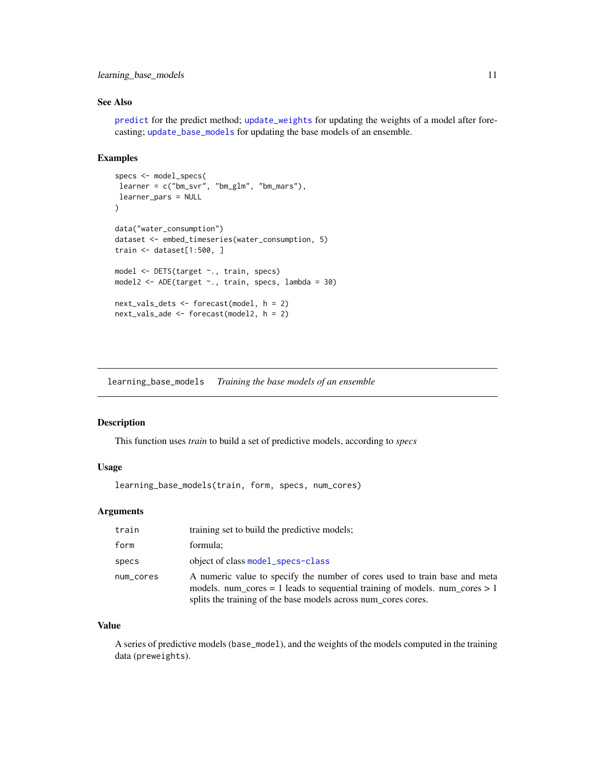### See Also

`predict` for the predict method; `update_weights` for updating the weights of a model after forecasting; `update_base_models` for updating the base models of an ensemble.

### Examples

```
specs <- model_specs(
 learner = c("bm_svr", "bm_glm", "bm_mars"),
 learner_pars = NULL
)

data("water_consumption")
dataset <- embed_timeseries(water_consumption, 5)
train <- dataset[1:500, ]

model <- DETS(target ~., train, specs)
model2 <- ADE(target ~., train, specs, lambda = 30)

next_vals_dets <- forecast(model, h = 2)
next_vals_ade <- forecast(model2, h = 2)
```

---

## learning_base_models — *Training the base models of an ensemble*

---

### Description

This function uses *train* to build a set of predictive models, according to *specs*

### Usage

```
learning_base_models(train, form, specs, num_cores)
```

### Arguments

| | |
|---|---|
| train | training set to build the predictive models; |
| form | formula; |
| specs | object of class `model_specs-class` |
| num_cores | A numeric value to specify the number of cores used to train base and meta models. num_cores = 1 leads to sequential training of models. num_cores > 1 splits the training of the base models across num_cores cores. |

### Value

A series of predictive models (`base_model`), and the weights of the models computed in the training data (`preweights`).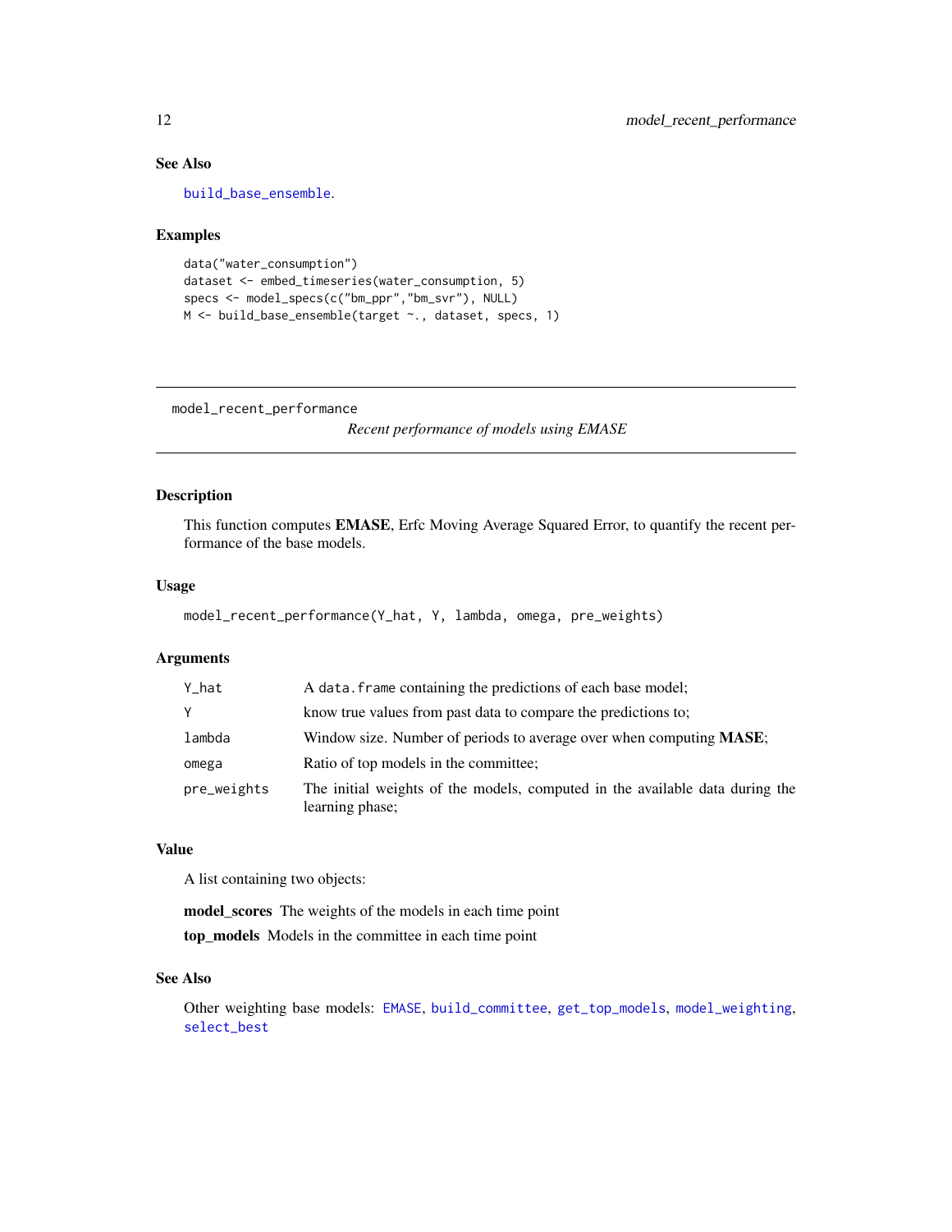## See Also

build_base_ensemble.

## Examples

```
data("water_consumption")
dataset <- embed_timeseries(water_consumption, 5)
specs <- model_specs(c("bm_ppr","bm_svr"), NULL)
M <- build_base_ensemble(target ~., dataset, specs, 1)
```

---

# model_recent_performance

*Recent performance of models using EMASE*

---

## Description

This function computes **EMASE**, Erfc Moving Average Squared Error, to quantify the recent performance of the base models.

## Usage

```
model_recent_performance(Y_hat, Y, lambda, omega, pre_weights)
```

## Arguments

| | |
|---|---|
| Y_hat | A `data.frame` containing the predictions of each base model; |
| Y | know true values from past data to compare the predictions to; |
| lambda | Window size. Number of periods to average over when computing **MASE**; |
| omega | Ratio of top models in the committee; |
| pre_weights | The initial weights of the models, computed in the available data during the learning phase; |

## Value

A list containing two objects:

**model_scores** The weights of the models in each time point

**top_models** Models in the committee in each time point

## See Also

Other weighting base models: EMASE, build_committee, get_top_models, model_weighting, select_best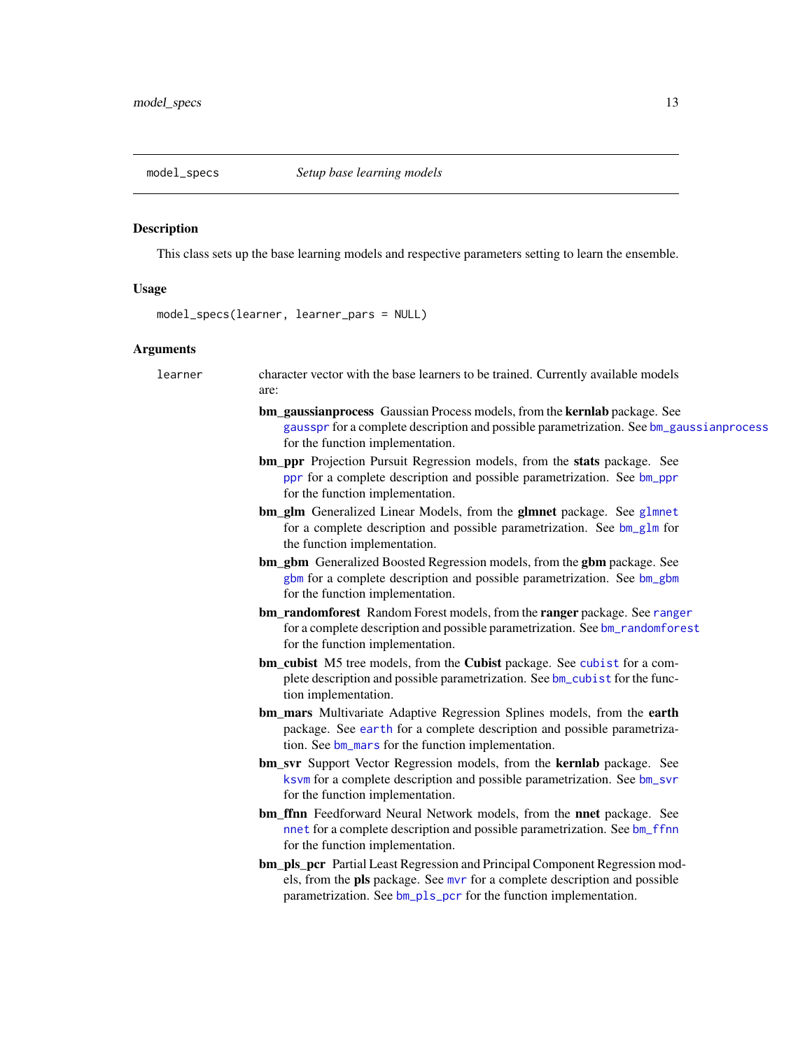## model_specs *Setup base learning models*

### Description

This class sets up the base learning models and respective parameters setting to learn the ensemble.

### Usage

```
model_specs(learner, learner_pars = NULL)
```

### Arguments

`learner` character vector with the base learners to be trained. Currently available models are:

- **bm_gaussianprocess** Gaussian Process models, from the **kernlab** package. See `gausspr` for a complete description and possible parametrization. See `bm_gaussianprocess` for the function implementation.
- **bm_ppr** Projection Pursuit Regression models, from the **stats** package. See `ppr` for a complete description and possible parametrization. See `bm_ppr` for the function implementation.
- **bm_glm** Generalized Linear Models, from the **glmnet** package. See `glmnet` for a complete description and possible parametrization. See `bm_glm` for the function implementation.
- **bm_gbm** Generalized Boosted Regression models, from the **gbm** package. See `gbm` for a complete description and possible parametrization. See `bm_gbm` for the function implementation.
- **bm_randomforest** Random Forest models, from the **ranger** package. See `ranger` for a complete description and possible parametrization. See `bm_randomforest` for the function implementation.
- **bm_cubist** M5 tree models, from the **Cubist** package. See `cubist` for a complete description and possible parametrization. See `bm_cubist` for the function implementation.
- **bm_mars** Multivariate Adaptive Regression Splines models, from the **earth** package. See `earth` for a complete description and possible parametrization. See `bm_mars` for the function implementation.
- **bm_svr** Support Vector Regression models, from the **kernlab** package. See `ksvm` for a complete description and possible parametrization. See `bm_svr` for the function implementation.
- **bm_ffnn** Feedforward Neural Network models, from the **nnet** package. See `nnet` for a complete description and possible parametrization. See `bm_ffnn` for the function implementation.
- **bm_pls_pcr** Partial Least Regression and Principal Component Regression models, from the **pls** package. See `mvr` for a complete description and possible parametrization. See `bm_pls_pcr` for the function implementation.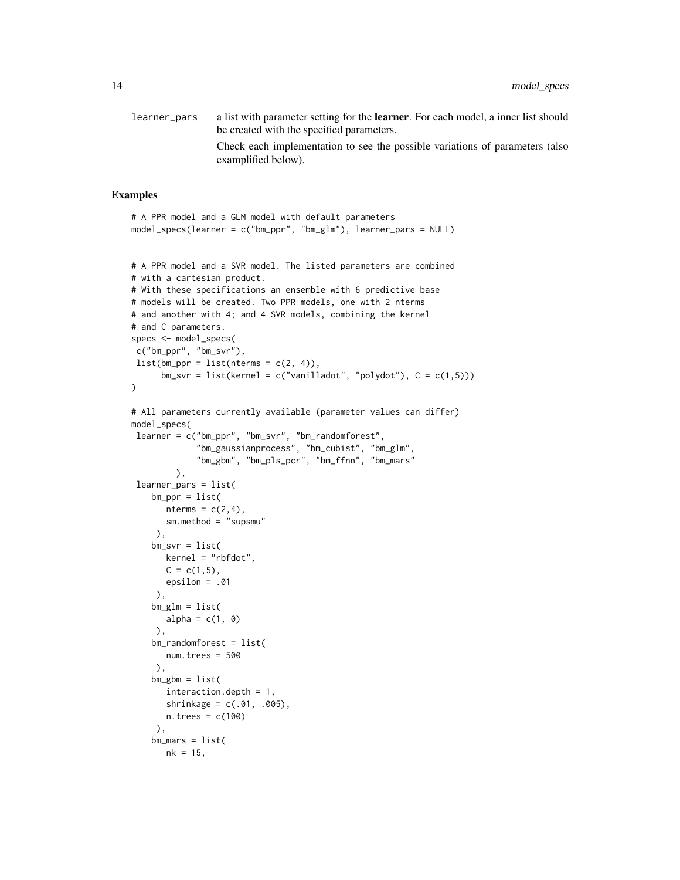learner_pars a list with parameter setting for the **learner**. For each model, a inner list should be created with the specified parameters.

Check each implementation to see the possible variations of parameters (also examplified below).

## Examples

```
# A PPR model and a GLM model with default parameters
model_specs(learner = c("bm_ppr", "bm_glm"), learner_pars = NULL)


# A PPR model and a SVR model. The listed parameters are combined
# with a cartesian product.
# With these specifications an ensemble with 6 predictive base
# models will be created. Two PPR models, one with 2 nterms
# and another with 4; and 4 SVR models, combining the kernel
# and C parameters.
specs <- model_specs(
 c("bm_ppr", "bm_svr"),
 list(bm_ppr = list(nterms = c(2, 4)),
      bm_svr = list(kernel = c("vanilladot", "polydot"), C = c(1,5)))
)

# All parameters currently available (parameter values can differ)
model_specs(
 learner = c("bm_ppr", "bm_svr", "bm_randomforest",
             "bm_gaussianprocess", "bm_cubist", "bm_glm",
             "bm_gbm", "bm_pls_pcr", "bm_ffnn", "bm_mars"
         ),
 learner_pars = list(
    bm_ppr = list(
       nterms = c(2,4),
       sm.method = "supsmu"
     ),
    bm_svr = list(
       kernel = "rbfdot",
       C = c(1,5),
       epsilon = .01
     ),
    bm_glm = list(
       alpha = c(1, 0)
     ),
    bm_randomforest = list(
       num.trees = 500
     ),
    bm_gbm = list(
       interaction.depth = 1,
       shrinkage = c(.01, .005),
       n.trees = c(100)
     ),
    bm_mars = list(
       nk = 15,
```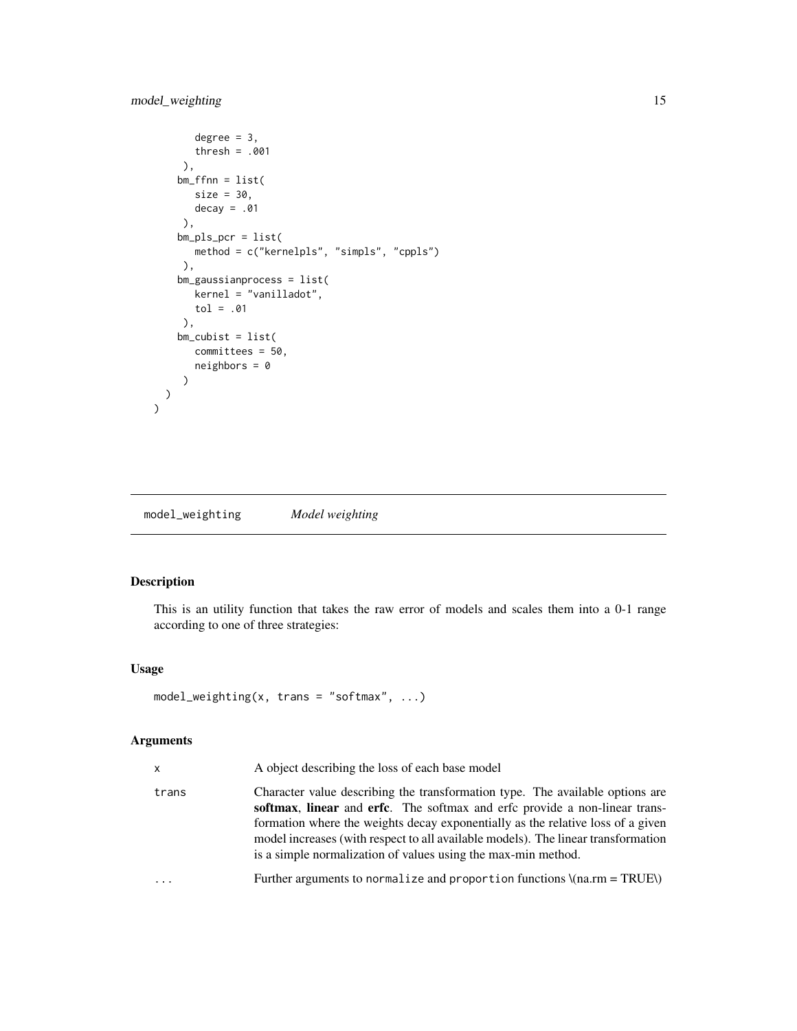```
      degree = 3,
      thresh = .001
    ),
    bm_ffnn = list(
      size = 30,
      decay = .01
    ),
    bm_pls_pcr = list(
      method = c("kernelpls", "simpls", "cppls")
    ),
    bm_gaussianprocess = list(
      kernel = "vanilladot",
      tol = .01
    ),
    bm_cubist = list(
      committees = 50,
      neighbors = 0
    )
  )
)
```

## model_weighting *Model weighting*

### Description

This is an utility function that takes the raw error of models and scales them into a 0-1 range according to one of three strategies:

### Usage

```
model_weighting(x, trans = "softmax", ...)
```

### Arguments

| | |
|---|---|
| x | A object describing the loss of each base model |
| trans | Character value describing the transformation type. The available options are **softmax**, **linear** and **erfc**. The softmax and erfc provide a non-linear transformation where the weights decay exponentially as the relative loss of a given model increases (with respect to all available models). The linear transformation is a simple normalization of values using the max-min method. |
| ... | Further arguments to `normalize` and `proportion` functions \(na.rm = TRUE\) |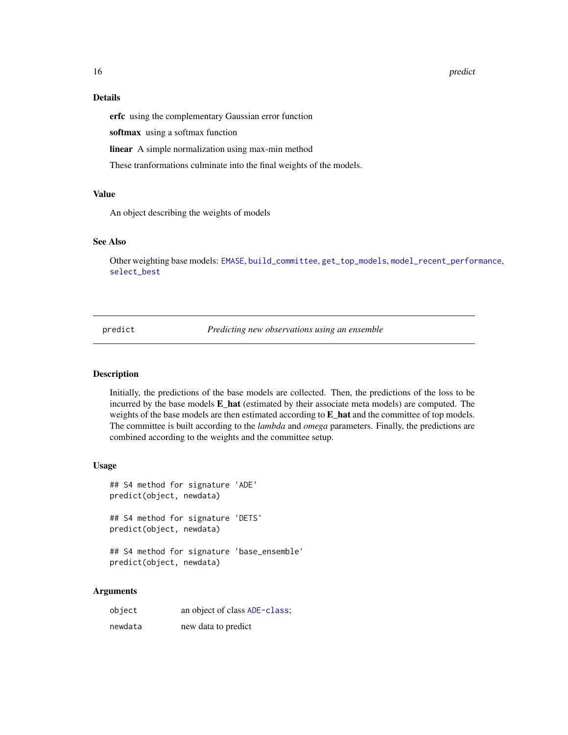### Details

**erfc** using the complementary Gaussian error function

**softmax** using a softmax function

**linear** A simple normalization using max-min method

These tranformations culminate into the final weights of the models.

### Value

An object describing the weights of models

### See Also

Other weighting base models: EMASE, build_committee, get_top_models, model_recent_performance, select_best

---

## predict — *Predicting new observations using an ensemble*

### Description

Initially, the predictions of the base models are collected. Then, the predictions of the loss to be incurred by the base models **E_hat** (estimated by their associate meta models) are computed. The weights of the base models are then estimated according to **E_hat** and the committee of top models. The committee is built according to the *lambda* and *omega* parameters. Finally, the predictions are combined according to the weights and the committee setup.

### Usage

```
## S4 method for signature 'ADE'
predict(object, newdata)

## S4 method for signature 'DETS'
predict(object, newdata)

## S4 method for signature 'base_ensemble'
predict(object, newdata)
```

### Arguments

| | |
|---|---|
| `object` | an object of class ADE-class; |
| `newdata` | new data to predict |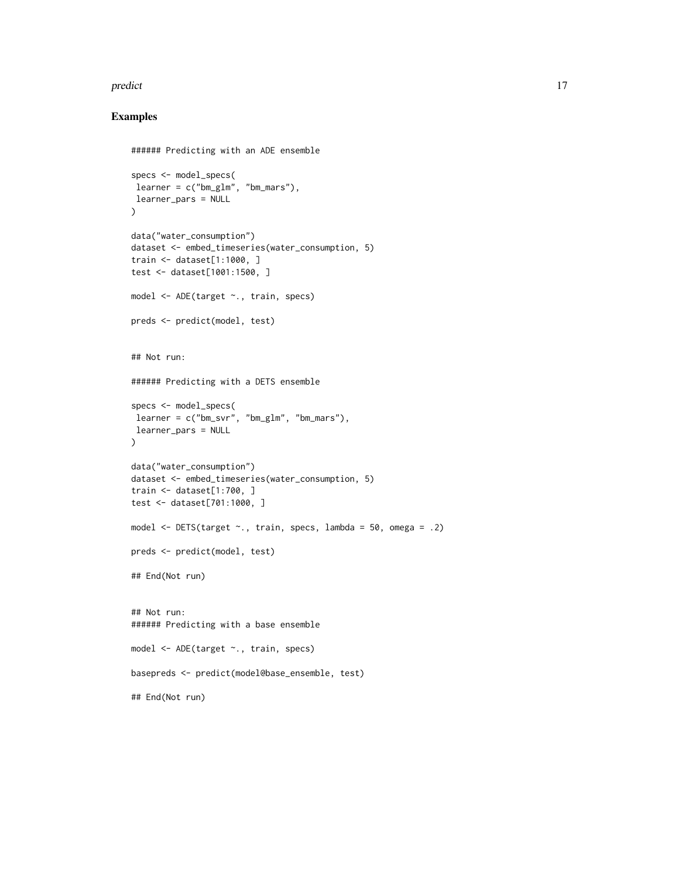## Examples

```
###### Predicting with an ADE ensemble

specs <- model_specs(
 learner = c("bm_glm", "bm_mars"),
 learner_pars = NULL
)

data("water_consumption")
dataset <- embed_timeseries(water_consumption, 5)
train <- dataset[1:1000, ]
test <- dataset[1001:1500, ]

model <- ADE(target ~., train, specs)

preds <- predict(model, test)


## Not run:

###### Predicting with a DETS ensemble

specs <- model_specs(
 learner = c("bm_svr", "bm_glm", "bm_mars"),
 learner_pars = NULL
)

data("water_consumption")
dataset <- embed_timeseries(water_consumption, 5)
train <- dataset[1:700, ]
test <- dataset[701:1000, ]

model <- DETS(target ~., train, specs, lambda = 50, omega = .2)

preds <- predict(model, test)

## End(Not run)


## Not run:
###### Predicting with a base ensemble

model <- ADE(target ~., train, specs)

basepreds <- predict(model@base_ensemble, test)

## End(Not run)
```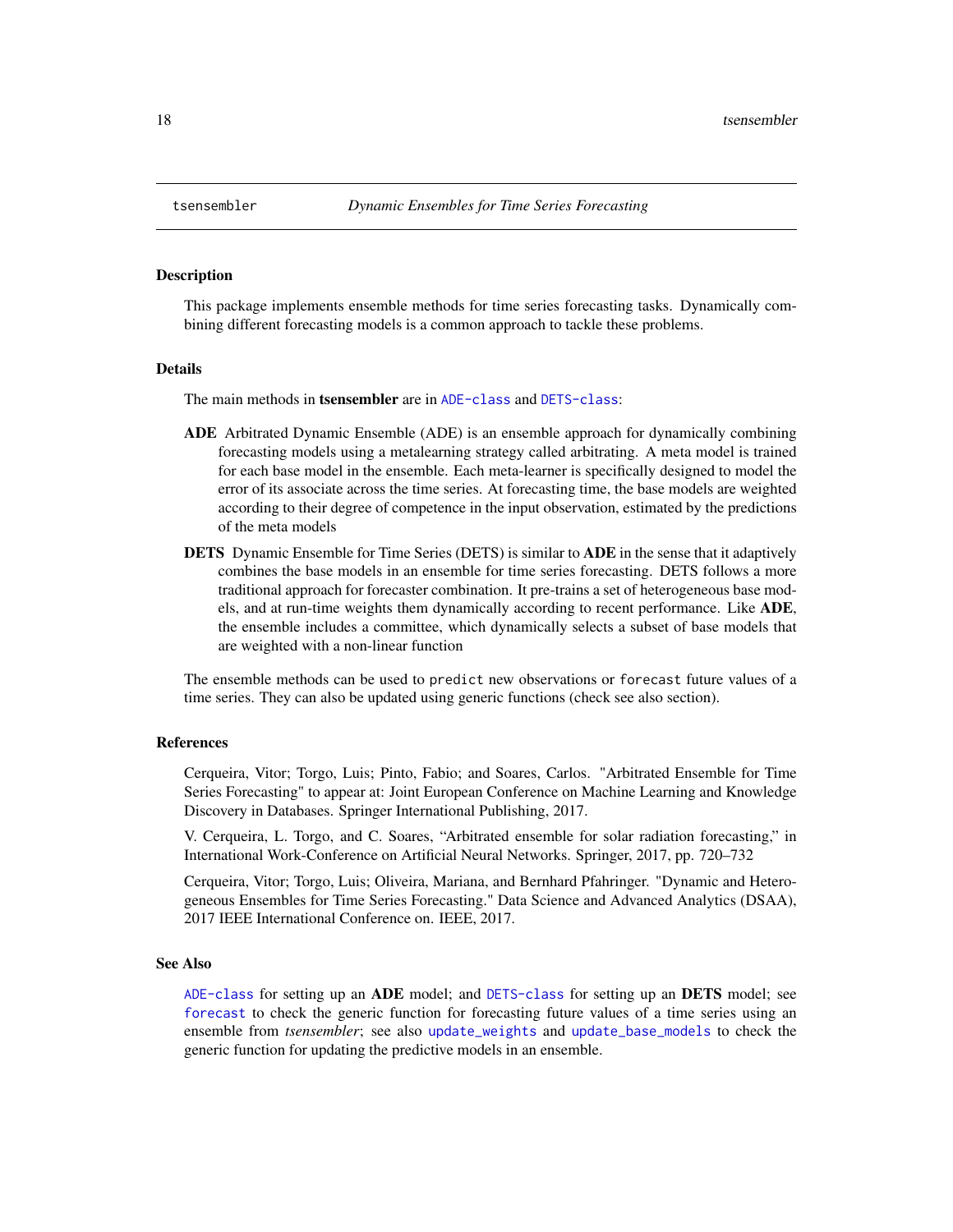`tsensembler` *Dynamic Ensembles for Time Series Forecasting*

## Description

This package implements ensemble methods for time series forecasting tasks. Dynamically combining different forecasting models is a common approach to tackle these problems.

## Details

The main methods in **tsensembler** are in `ADE-class` and `DETS-class`:

**ADE** Arbitrated Dynamic Ensemble (ADE) is an ensemble approach for dynamically combining forecasting models using a metalearning strategy called arbitrating. A meta model is trained for each base model in the ensemble. Each meta-learner is specifically designed to model the error of its associate across the time series. At forecasting time, the base models are weighted according to their degree of competence in the input observation, estimated by the predictions of the meta models

**DETS** Dynamic Ensemble for Time Series (DETS) is similar to **ADE** in the sense that it adaptively combines the base models in an ensemble for time series forecasting. DETS follows a more traditional approach for forecaster combination. It pre-trains a set of heterogeneous base models, and at run-time weights them dynamically according to recent performance. Like **ADE**, the ensemble includes a committee, which dynamically selects a subset of base models that are weighted with a non-linear function

The ensemble methods can be used to `predict` new observations or `forecast` future values of a time series. They can also be updated using generic functions (check see also section).

## References

Cerqueira, Vitor; Torgo, Luis; Pinto, Fabio; and Soares, Carlos. "Arbitrated Ensemble for Time Series Forecasting" to appear at: Joint European Conference on Machine Learning and Knowledge Discovery in Databases. Springer International Publishing, 2017.

V. Cerqueira, L. Torgo, and C. Soares, "Arbitrated ensemble for solar radiation forecasting," in International Work-Conference on Artificial Neural Networks. Springer, 2017, pp. 720–732

Cerqueira, Vitor; Torgo, Luis; Oliveira, Mariana, and Bernhard Pfahringer. "Dynamic and Heterogeneous Ensembles for Time Series Forecasting." Data Science and Advanced Analytics (DSAA), 2017 IEEE International Conference on. IEEE, 2017.

## See Also

`ADE-class` for setting up an **ADE** model; and `DETS-class` for setting up an **DETS** model; see `forecast` to check the generic function for forecasting future values of a time series using an ensemble from *tsensembler*; see also `update_weights` and `update_base_models` to check the generic function for updating the predictive models in an ensemble.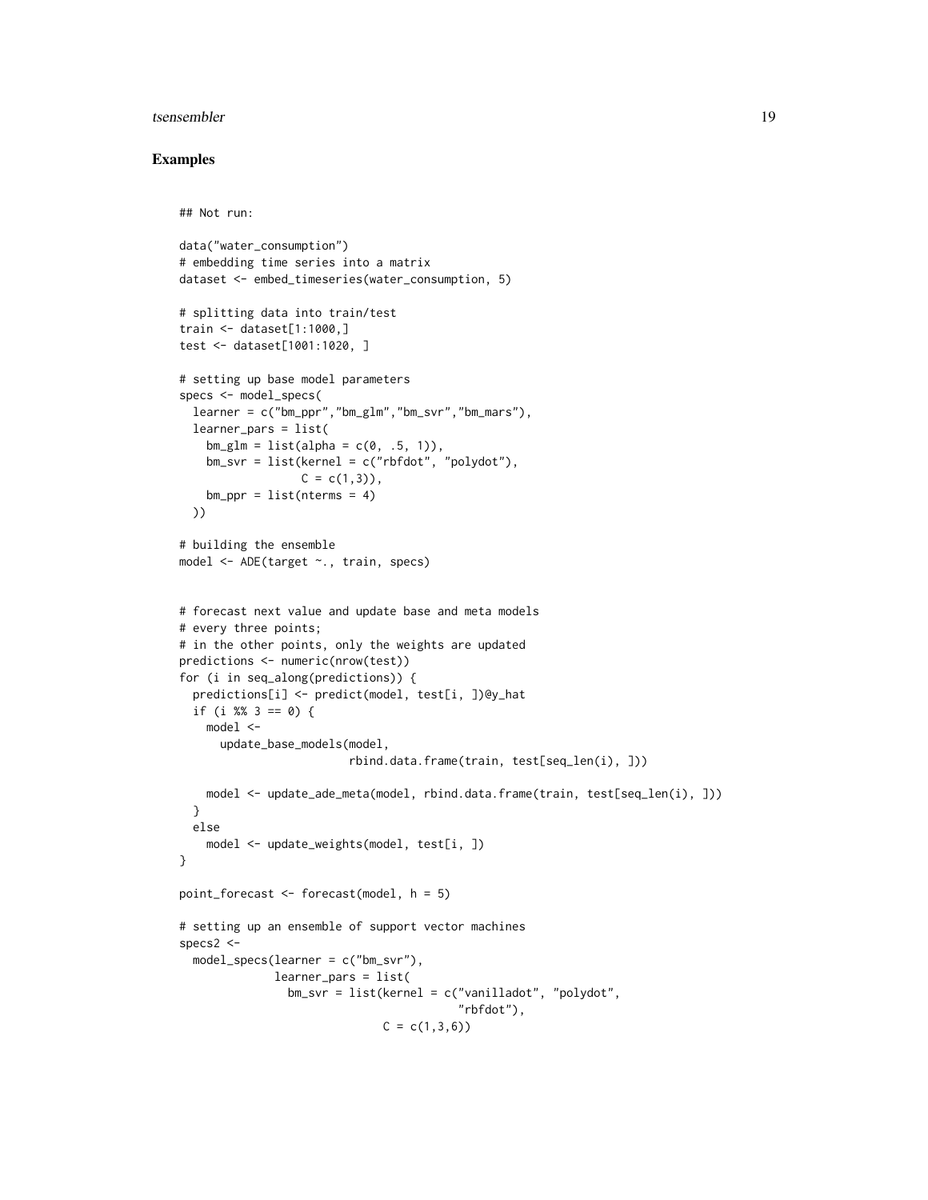## Examples

```
## Not run:

data("water_consumption")
# embedding time series into a matrix
dataset <- embed_timeseries(water_consumption, 5)

# splitting data into train/test
train <- dataset[1:1000,]
test <- dataset[1001:1020, ]

# setting up base model parameters
specs <- model_specs(
  learner = c("bm_ppr","bm_glm","bm_svr","bm_mars"),
  learner_pars = list(
    bm_glm = list(alpha = c(0, .5, 1)),
    bm_svr = list(kernel = c("rbfdot", "polydot"),
                  C = c(1,3)),
    bm_ppr = list(nterms = 4)
  ))

# building the ensemble
model <- ADE(target ~., train, specs)


# forecast next value and update base and meta models
# every three points;
# in the other points, only the weights are updated
predictions <- numeric(nrow(test))
for (i in seq_along(predictions)) {
  predictions[i] <- predict(model, test[i, ])@y_hat
  if (i %% 3 == 0) {
    model <-
      update_base_models(model,
                         rbind.data.frame(train, test[seq_len(i), ]))

    model <- update_ade_meta(model, rbind.data.frame(train, test[seq_len(i), ]))
  }
  else
    model <- update_weights(model, test[i, ])
}

point_forecast <- forecast(model, h = 5)

# setting up an ensemble of support vector machines
specs2 <-
  model_specs(learner = c("bm_svr"),
              learner_pars = list(
                bm_svr = list(kernel = c("vanilladot", "polydot",
                                         "rbfdot"),
                              C = c(1,3,6))
```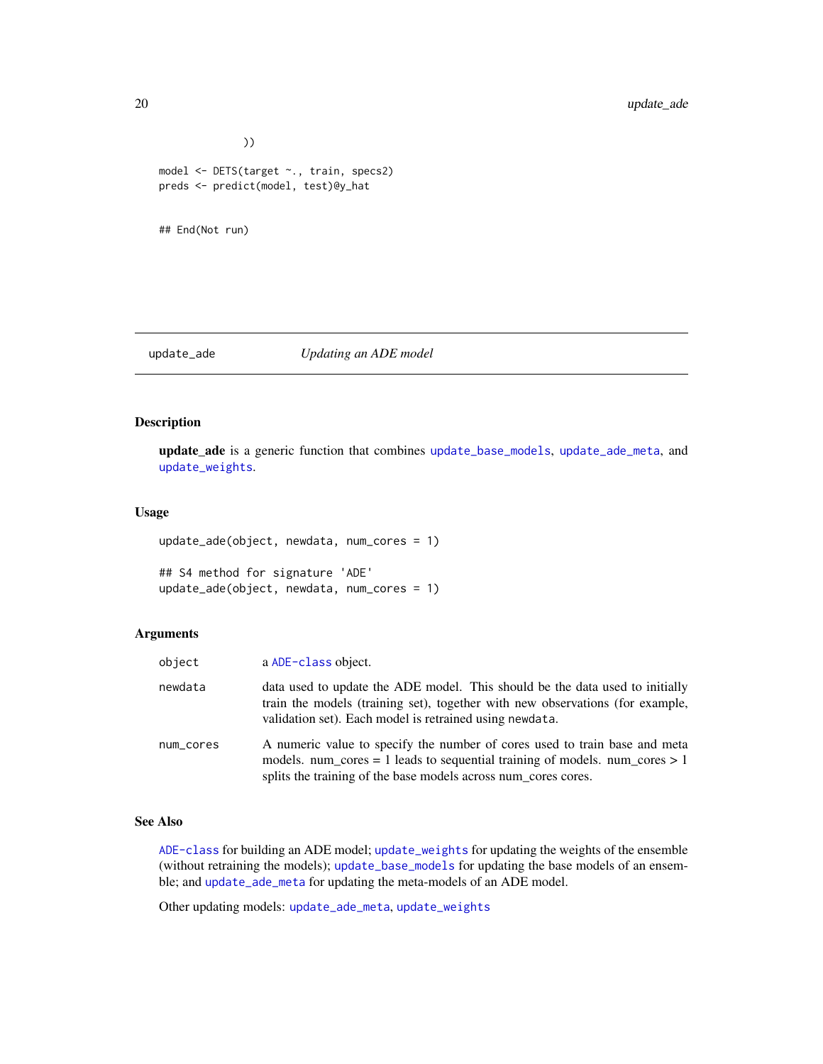```
              ))

model <- DETS(target ~., train, specs2)
preds <- predict(model, test)@y_hat


## End(Not run)
```

## update_ade — *Updating an ADE model*

### Description

**update_ade** is a generic function that combines `update_base_models`, `update_ade_meta`, and `update_weights`.

### Usage

```
update_ade(object, newdata, num_cores = 1)

## S4 method for signature 'ADE'
update_ade(object, newdata, num_cores = 1)
```

### Arguments

| | |
|---|---|
| `object` | a `ADE-class` object. |
| `newdata` | data used to update the ADE model. This should be the data used to initially train the models (training set), together with new observations (for example, validation set). Each model is retrained using `newdata`. |
| `num_cores` | A numeric value to specify the number of cores used to train base and meta models. num_cores = 1 leads to sequential training of models. num_cores > 1 splits the training of the base models across num_cores cores. |

### See Also

`ADE-class` for building an ADE model; `update_weights` for updating the weights of the ensemble (without retraining the models); `update_base_models` for updating the base models of an ensemble; and `update_ade_meta` for updating the meta-models of an ADE model.

Other updating models: `update_ade_meta`, `update_weights`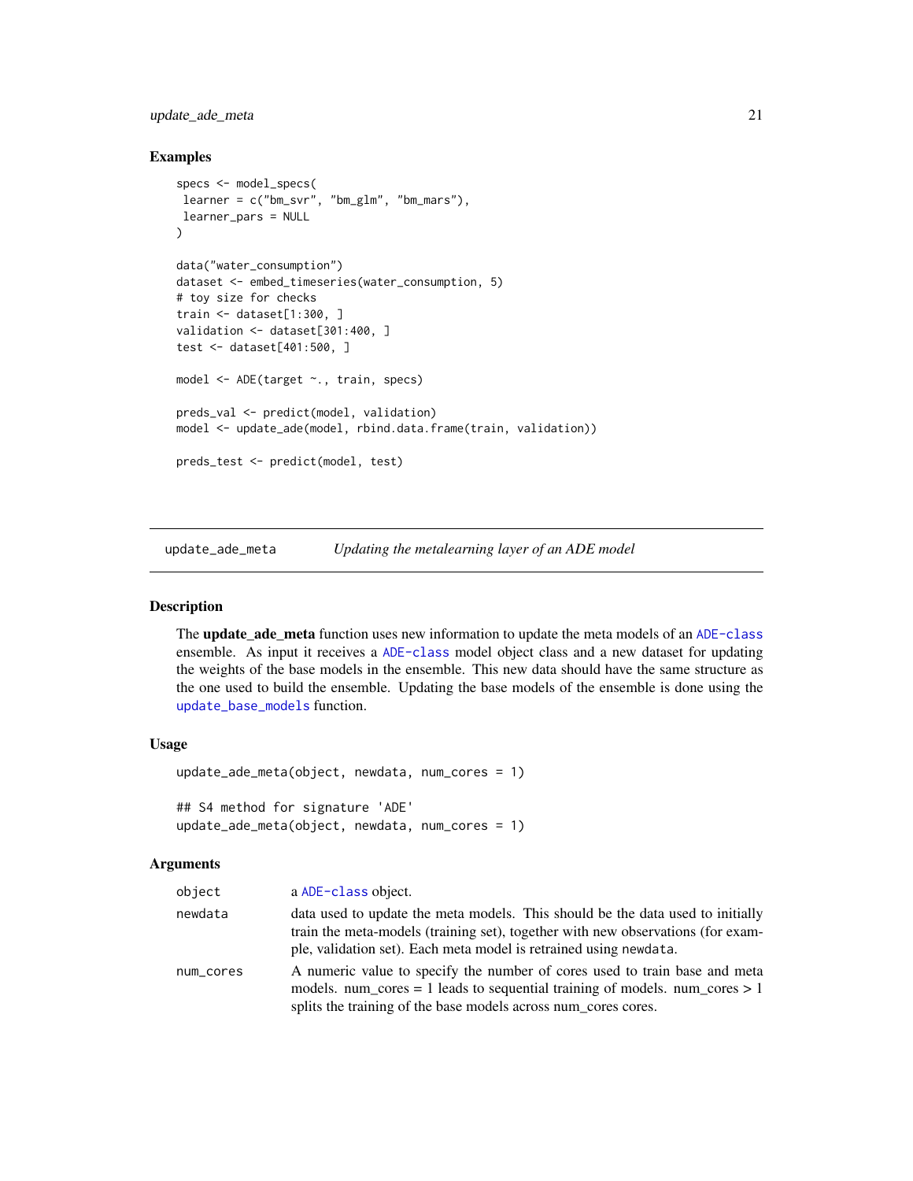### Examples

```
specs <- model_specs(
 learner = c("bm_svr", "bm_glm", "bm_mars"),
 learner_pars = NULL
)

data("water_consumption")
dataset <- embed_timeseries(water_consumption, 5)
# toy size for checks
train <- dataset[1:300, ]
validation <- dataset[301:400, ]
test <- dataset[401:500, ]

model <- ADE(target ~., train, specs)

preds_val <- predict(model, validation)
model <- update_ade(model, rbind.data.frame(train, validation))

preds_test <- predict(model, test)
```

---

## update_ade_meta — *Updating the metalearning layer of an ADE model*

### Description

The **update_ade_meta** function uses new information to update the meta models of an ADE-class ensemble. As input it receives a ADE-class model object class and a new dataset for updating the weights of the base models in the ensemble. This new data should have the same structure as the one used to build the ensemble. Updating the base models of the ensemble is done using the update_base_models function.

### Usage

```
update_ade_meta(object, newdata, num_cores = 1)

## S4 method for signature 'ADE'
update_ade_meta(object, newdata, num_cores = 1)
```

### Arguments

| | |
|---|---|
| object | a ADE-class object. |
| newdata | data used to update the meta models. This should be the data used to initially train the meta-models (training set), together with new observations (for example, validation set). Each meta model is retrained using newdata. |
| num_cores | A numeric value to specify the number of cores used to train base and meta models. num_cores = 1 leads to sequential training of models. num_cores > 1 splits the training of the base models across num_cores cores. |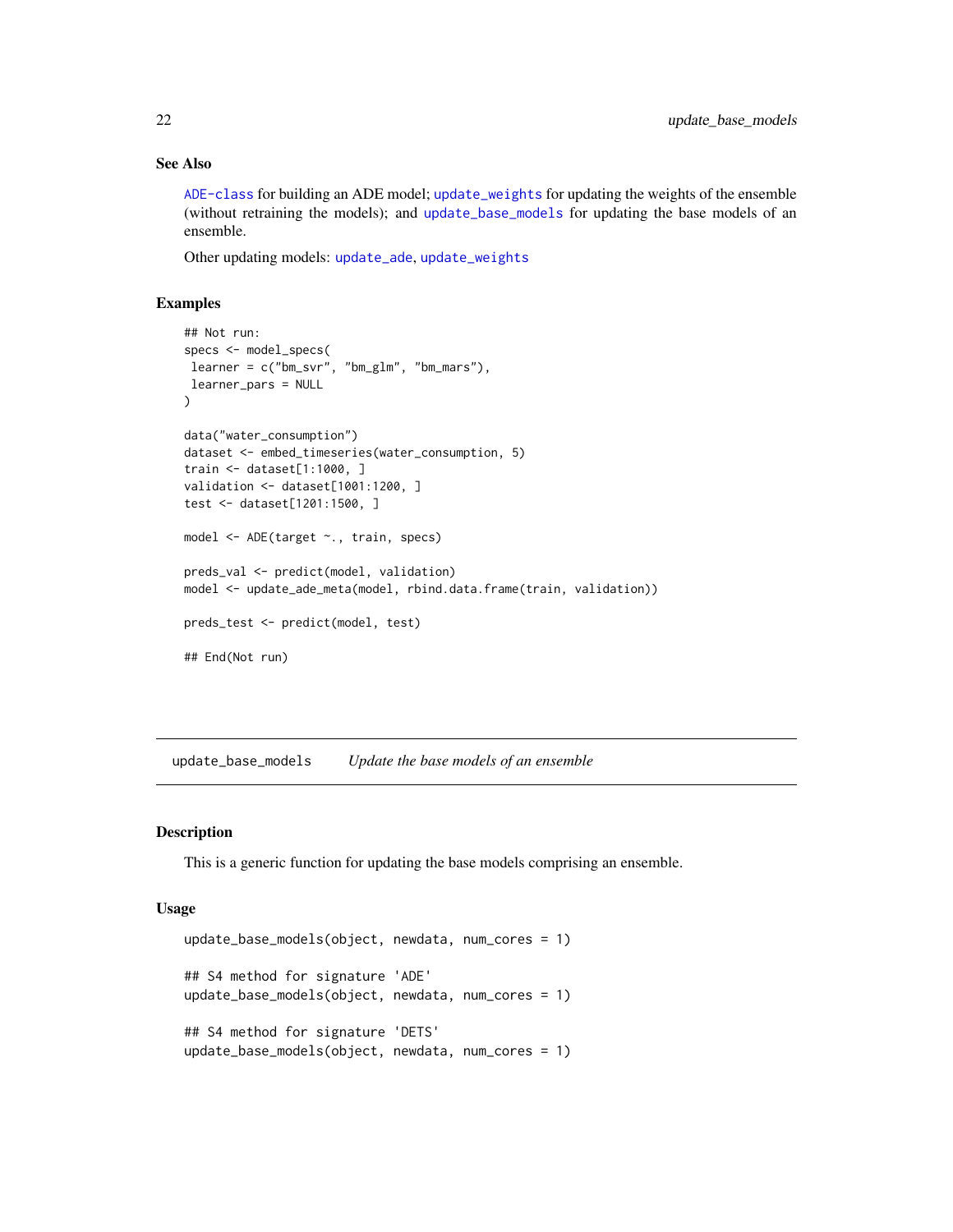### See Also

`ADE-class` for building an ADE model; `update_weights` for updating the weights of the ensemble (without retraining the models); and `update_base_models` for updating the base models of an ensemble.

Other updating models: `update_ade`, `update_weights`

### Examples

```
## Not run:
specs <- model_specs(
 learner = c("bm_svr", "bm_glm", "bm_mars"),
 learner_pars = NULL
)

data("water_consumption")
dataset <- embed_timeseries(water_consumption, 5)
train <- dataset[1:1000, ]
validation <- dataset[1001:1200, ]
test <- dataset[1201:1500, ]

model <- ADE(target ~., train, specs)

preds_val <- predict(model, validation)
model <- update_ade_meta(model, rbind.data.frame(train, validation))

preds_test <- predict(model, test)

## End(Not run)
```

---

## update_base_models    *Update the base models of an ensemble*

### Description

This is a generic function for updating the base models comprising an ensemble.

### Usage

```
update_base_models(object, newdata, num_cores = 1)

## S4 method for signature 'ADE'
update_base_models(object, newdata, num_cores = 1)

## S4 method for signature 'DETS'
update_base_models(object, newdata, num_cores = 1)
```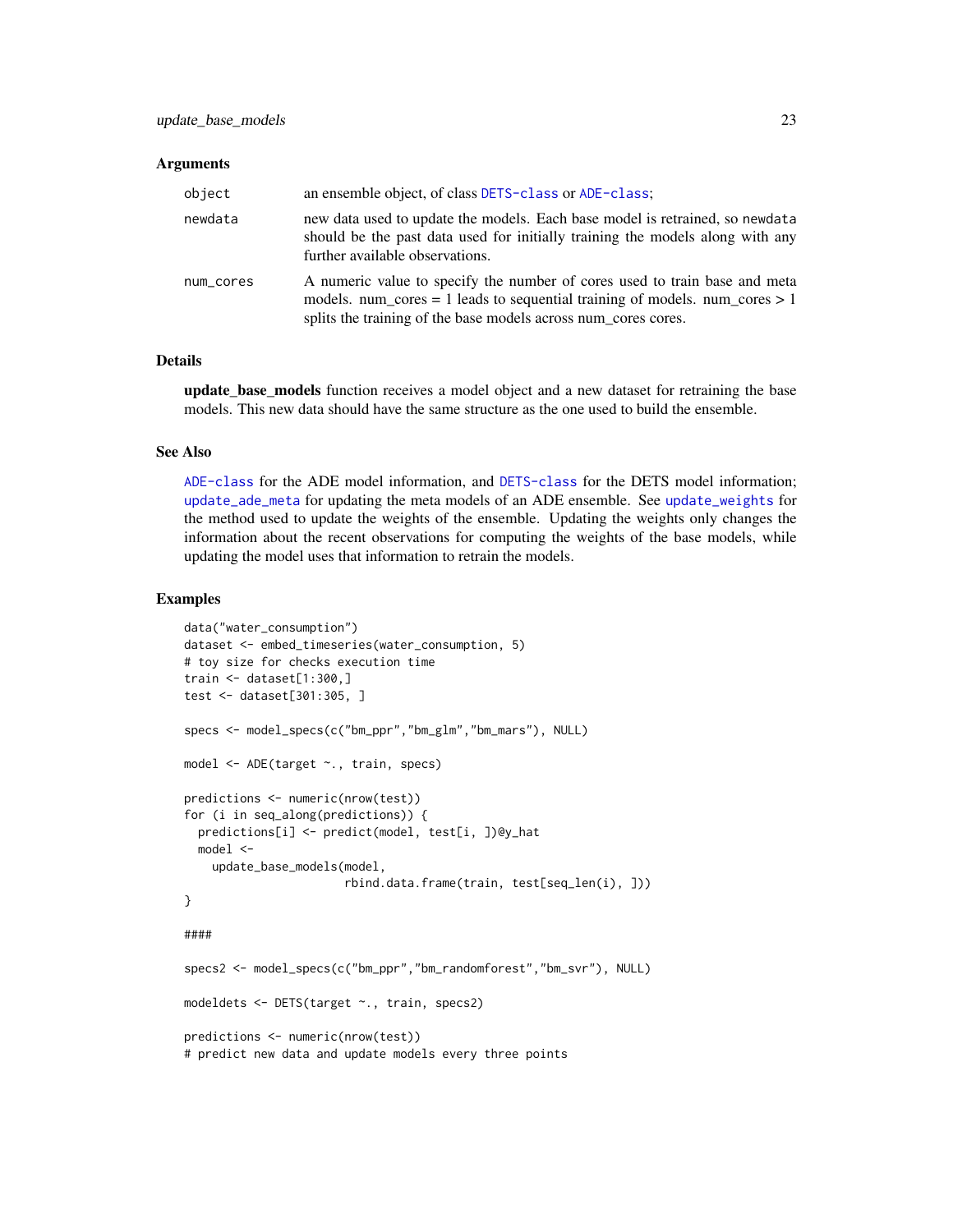## Arguments

| | |
|---|---|
| object | an ensemble object, of class DETS-class or ADE-class; |
| newdata | new data used to update the models. Each base model is retrained, so newdata should be the past data used for initially training the models along with any further available observations. |
| num_cores | A numeric value to specify the number of cores used to train base and meta models. num_cores = 1 leads to sequential training of models. num_cores > 1 splits the training of the base models across num_cores cores. |

## Details

**update_base_models** function receives a model object and a new dataset for retraining the base models. This new data should have the same structure as the one used to build the ensemble.

## See Also

ADE-class for the ADE model information, and DETS-class for the DETS model information; update_ade_meta for updating the meta models of an ADE ensemble. See update_weights for the method used to update the weights of the ensemble. Updating the weights only changes the information about the recent observations for computing the weights of the base models, while updating the model uses that information to retrain the models.

## Examples

```
data("water_consumption")
dataset <- embed_timeseries(water_consumption, 5)
# toy size for checks execution time
train <- dataset[1:300,]
test <- dataset[301:305, ]

specs <- model_specs(c("bm_ppr","bm_glm","bm_mars"), NULL)

model <- ADE(target ~., train, specs)

predictions <- numeric(nrow(test))
for (i in seq_along(predictions)) {
  predictions[i] <- predict(model, test[i, ])@y_hat
  model <-
    update_base_models(model,
                       rbind.data.frame(train, test[seq_len(i), ]))
}

####

specs2 <- model_specs(c("bm_ppr","bm_randomforest","bm_svr"), NULL)

modeldets <- DETS(target ~., train, specs2)

predictions <- numeric(nrow(test))
# predict new data and update models every three points
```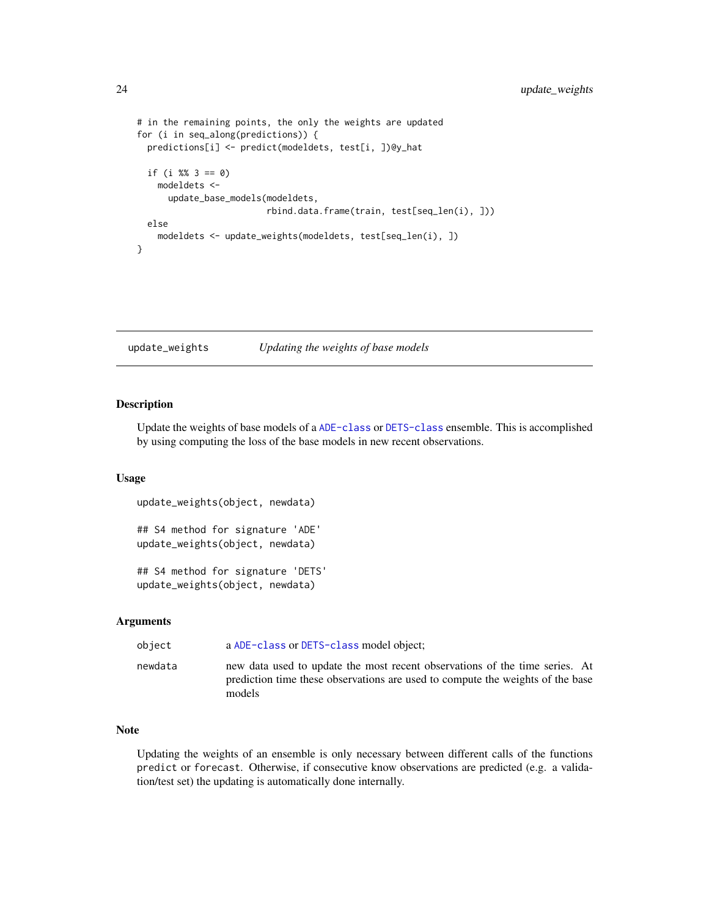```
# in the remaining points, the only the weights are updated
for (i in seq_along(predictions)) {
  predictions[i] <- predict(modeldets, test[i, ])@y_hat

  if (i %% 3 == 0)
    modeldets <-
      update_base_models(modeldets,
                         rbind.data.frame(train, test[seq_len(i), ]))
  else
    modeldets <- update_weights(modeldets, test[seq_len(i), ])
}
```

---

## update_weights — *Updating the weights of base models*

### Description

Update the weights of base models of a `ADE-class` or `DETS-class` ensemble. This is accomplished by using computing the loss of the base models in new recent observations.

### Usage

```
update_weights(object, newdata)

## S4 method for signature 'ADE'
update_weights(object, newdata)

## S4 method for signature 'DETS'
update_weights(object, newdata)
```

### Arguments

| | |
|---|---|
| `object` | a `ADE-class` or `DETS-class` model object; |
| `newdata` | new data used to update the most recent observations of the time series. At prediction time these observations are used to compute the weights of the base models |

### Note

Updating the weights of an ensemble is only necessary between different calls of the functions `predict` or `forecast`. Otherwise, if consecutive know observations are predicted (e.g. a validation/test set) the updating is automatically done internally.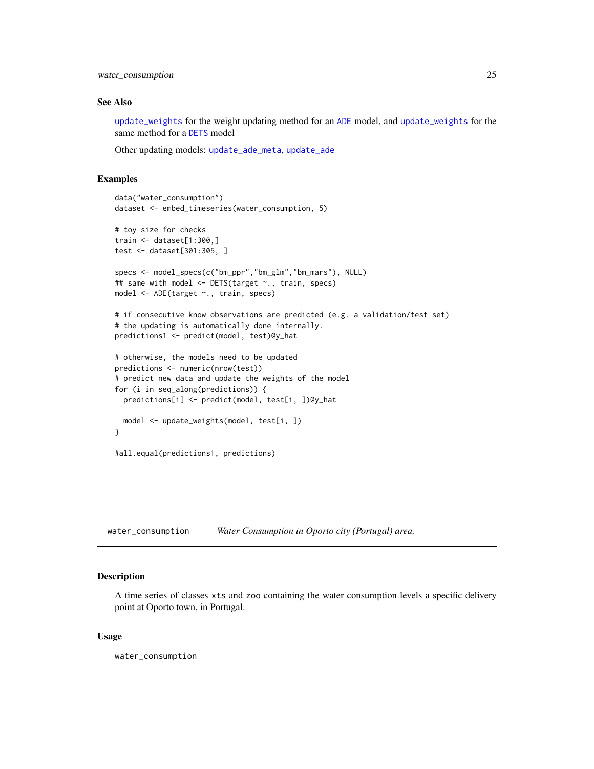### See Also

update_weights for the weight updating method for an ADE model, and update_weights for the same method for a DETS model

Other updating models: update_ade_meta, update_ade

### Examples

```
data("water_consumption")
dataset <- embed_timeseries(water_consumption, 5)

# toy size for checks
train <- dataset[1:300,]
test <- dataset[301:305, ]

specs <- model_specs(c("bm_ppr","bm_glm","bm_mars"), NULL)
## same with model <- DETS(target ~., train, specs)
model <- ADE(target ~., train, specs)

# if consecutive know observations are predicted (e.g. a validation/test set)
# the updating is automatically done internally.
predictions1 <- predict(model, test)@y_hat

# otherwise, the models need to be updated
predictions <- numeric(nrow(test))
# predict new data and update the weights of the model
for (i in seq_along(predictions)) {
  predictions[i] <- predict(model, test[i, ])@y_hat

  model <- update_weights(model, test[i, ])
}

#all.equal(predictions1, predictions)
```

---

## water_consumption    *Water Consumption in Oporto city (Portugal) area.*

### Description

A time series of classes xts and zoo containing the water consumption levels a specific delivery point at Oporto town, in Portugal.

### Usage

```
water_consumption
```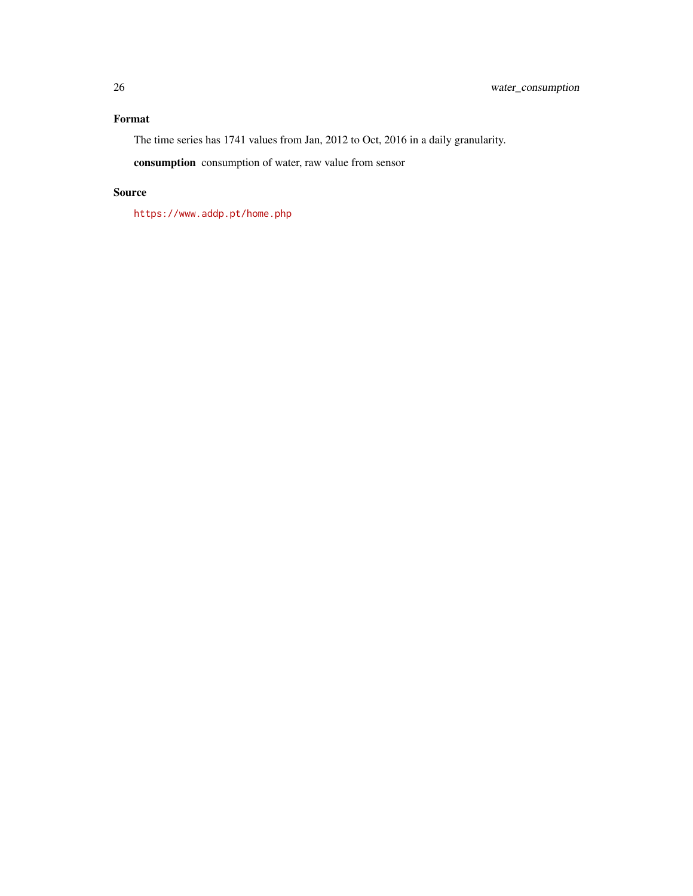### Format

The time series has 1741 values from Jan, 2012 to Oct, 2016 in a daily granularity.

**consumption** consumption of water, raw value from sensor

### Source

https://www.addp.pt/home.php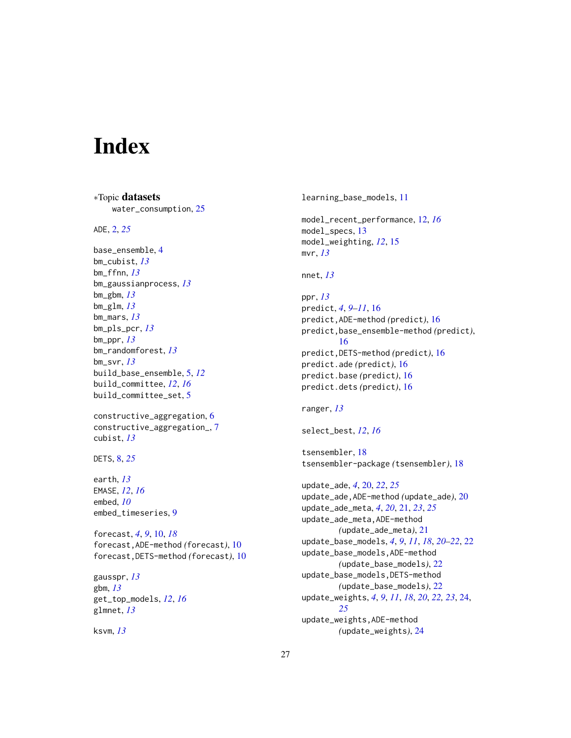# Index

∗Topic **datasets**
  water_consumption, 25

ADE, 2, *25*

base_ensemble, 4
bm_cubist, *13*
bm_ffnn, *13*
bm_gaussianprocess, *13*
bm_gbm, *13*
bm_glm, *13*
bm_mars, *13*
bm_pls_pcr, *13*
bm_ppr, *13*
bm_randomforest, *13*
bm_svr, *13*
build_base_ensemble, 5, *12*
build_committee, *12*, *16*
build_committee_set, 5

constructive_aggregation, 6
constructive_aggregation_, 7
cubist, *13*

DETS, 8, *25*

earth, *13*
EMASE, *12*, *16*
embed, *10*
embed_timeseries, 9

forecast, *4*, *9*, 10, *18*
forecast,ADE-method *(forecast)*, 10
forecast,DETS-method *(forecast)*, 10

gausspr, *13*
gbm, *13*
get_top_models, *12*, *16*
glmnet, *13*

ksvm, *13*

learning_base_models, 11

model_recent_performance, 12, *16*
model_specs, 13
model_weighting, *12*, 15
mvr, *13*

nnet, *13*

ppr, *13*
predict, *4*, *9–11*, 16
predict,ADE-method *(predict)*, 16
predict,base_ensemble-method *(predict)*, 16
predict,DETS-method *(predict)*, 16
predict.ade *(predict)*, 16
predict.base *(predict)*, 16
predict.dets *(predict)*, 16

ranger, *13*

select_best, *12*, *16*

tsensembler, 18
tsensembler-package *(tsensembler)*, 18

update_ade, *4*, 20, *22*, *25*
update_ade,ADE-method *(update_ade)*, 20
update_ade_meta, *4*, *20*, 21, *23*, *25*
update_ade_meta,ADE-method *(update_ade_meta)*, 21
update_base_models, *4*, *9*, *11*, *18*, *20–22*, 22
update_base_models,ADE-method *(update_base_models)*, 22
update_base_models,DETS-method *(update_base_models)*, 22
update_weights, *4*, *9*, *11*, *18*, *20*, *22*, *23*, 24, *25*
update_weights,ADE-method *(update_weights)*, 24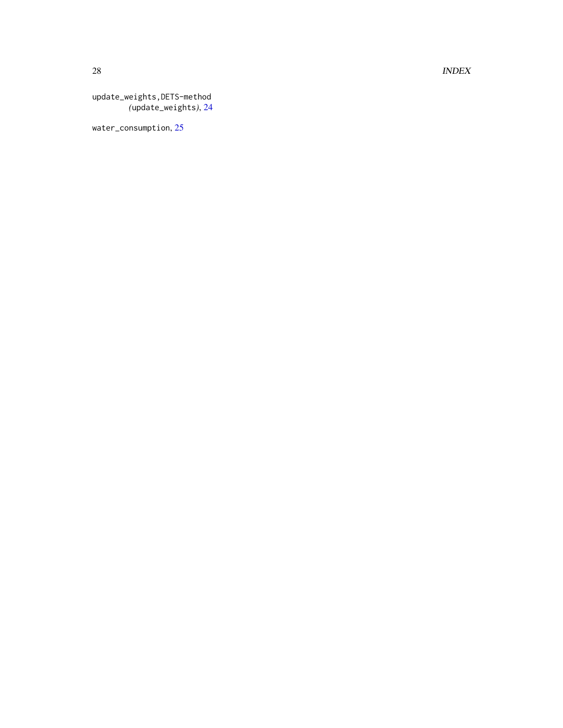update_weights,DETS-method
    (update_weights), 24

water_consumption, 25